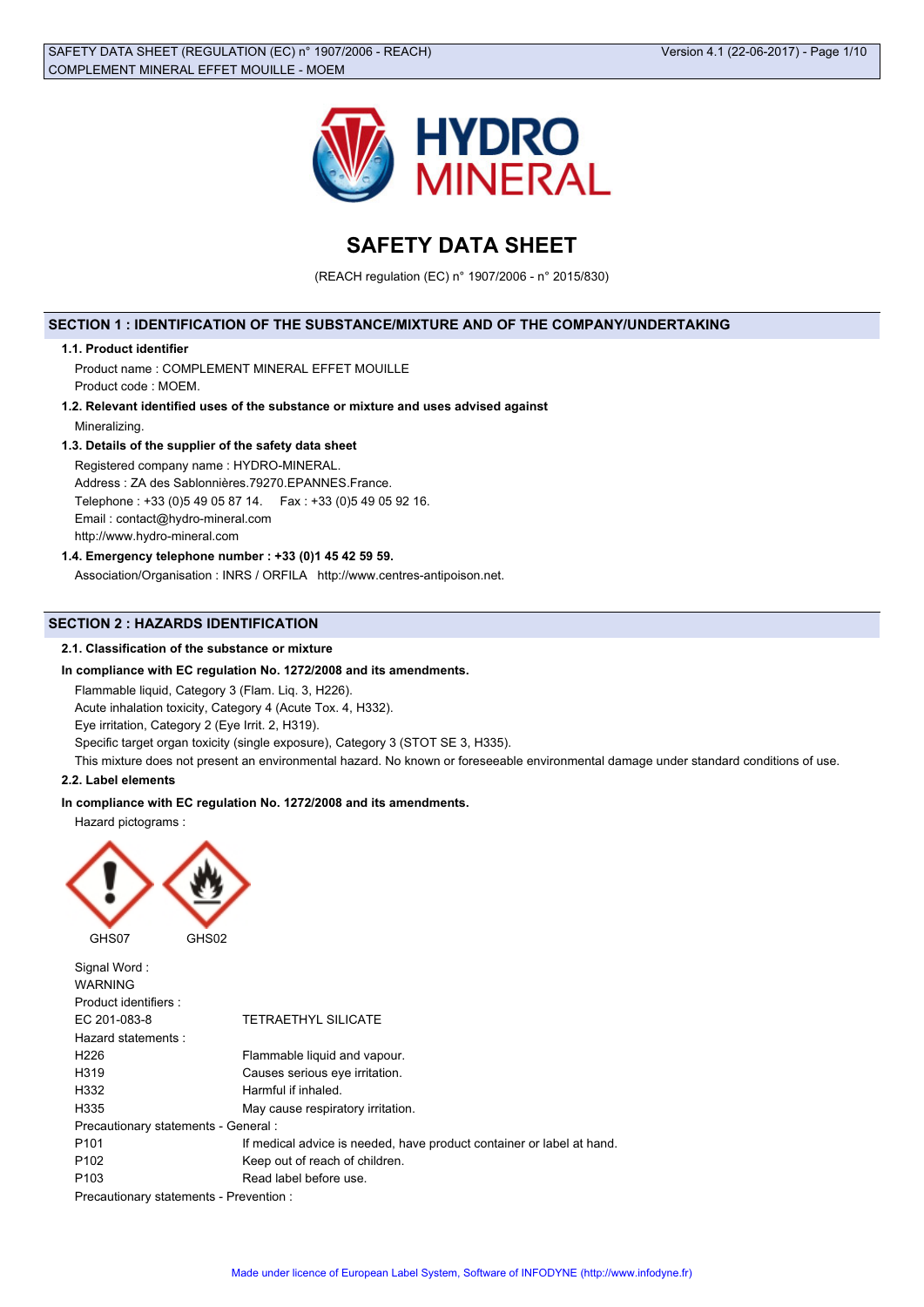# SAFETY DATA SHEET

(REACH regulation (EC) n° 1907/2006 - n° 2015/830)

## SECTION 1 : IDENTIFICATION OF THE SUBSTANCE/MIXTURE AND OF THE COMPANY/UNDERTAKING

### 1.1. Product identifier

Product name : COMPLEMENT MINERAL EFFET MOUILLE

Product code : MOEM.

### 1.2. Relevant identified uses of the substance or mixture and uses advised against

Mineralizing.

### 1.3. Details of the supplier of the safety data sheet

Registered company name : HYDRO-MINERAL.

Address : ZA des Sablonnières.79270.EPANNES.France.

Telephone : +33 (0)5 49 05 87 14. Fax : +33 (0)5 49 05 92 16.

Email : contact@hydro-mineral.com

http://www.hydro-mineral.com

### 1.4. Emergency telephone number : +33 (0)1 45 42 59 59.

Association/Organisation : INRS / ORFILA http://www.centres-antipoison.net.

## SECTION 2 : HAZARDS IDENTIFICATION

### 2.1. Classification of the substance or mixture

**In compliance with EC regulation No. 1272/2008 and its amendments.**

Flammable liquid, Category 3 (Flam. Liq. 3, H226).

Acute inhalation toxicity, Category 4 (Acute Tox. 4, H332).

Eye irritation, Category 2 (Eye Irrit. 2, H319).

Specific target organ toxicity (single exposure), Category 3 (STOT SE 3, H335).

This mixture does not present an environmental hazard. No known or foreseeable environmental damage under standard conditions of use.

### 2.2. Label elements

**In compliance with EC regulation No. 1272/2008 and its amendments.**

Hazard pictograms :

GHS07 GHS02

Signal Word :

WARNING

Product identifiers :

| | |
|---|---|
| EC 201-083-8 | TETRAETHYL SILICATE |

Hazard statements :

| | |
|---|---|
| H226 | Flammable liquid and vapour. |
| H319 | Causes serious eye irritation. |
| H332 | Harmful if inhaled. |
| H335 | May cause respiratory irritation. |

Precautionary statements - General :

| | |
|---|---|
| P101 | If medical advice is needed, have product container or label at hand. |
| P102 | Keep out of reach of children. |
| P103 | Read label before use. |

Precautionary statements - Prevention :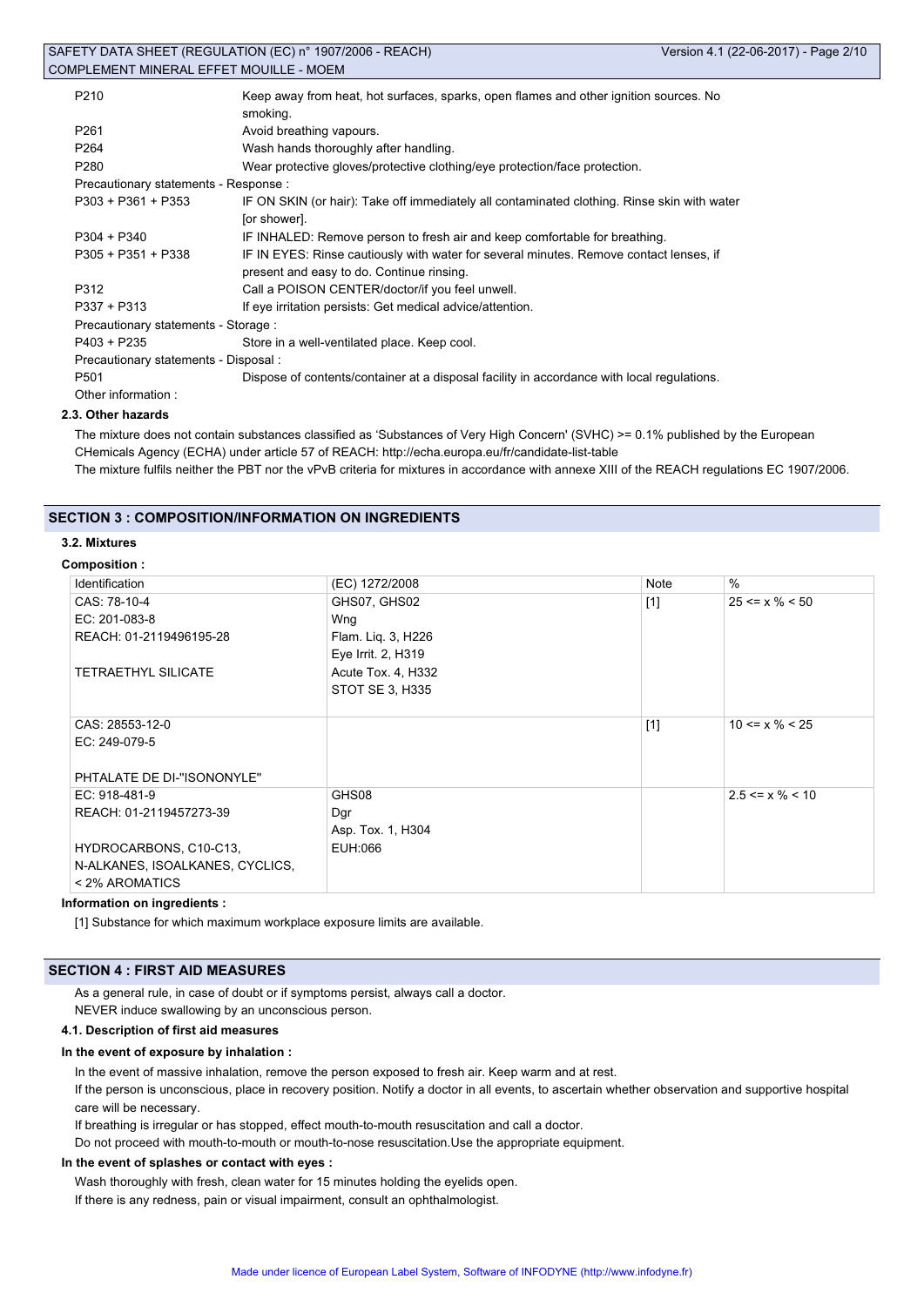| | |
|---|---|
| P210 | Keep away from heat, hot surfaces, sparks, open flames and other ignition sources. No smoking. |
| P261 | Avoid breathing vapours. |
| P264 | Wash hands thoroughly after handling. |
| P280 | Wear protective gloves/protective clothing/eye protection/face protection. |
| Precautionary statements - Response : | |
| P303 + P361 + P353 | IF ON SKIN (or hair): Take off immediately all contaminated clothing. Rinse skin with water [or shower]. |
| P304 + P340 | IF INHALED: Remove person to fresh air and keep comfortable for breathing. |
| P305 + P351 + P338 | IF IN EYES: Rinse cautiously with water for several minutes. Remove contact lenses, if present and easy to do. Continue rinsing. |
| P312 | Call a POISON CENTER/doctor/if you feel unwell. |
| P337 + P313 | If eye irritation persists: Get medical advice/attention. |
| Precautionary statements - Storage : | |
| P403 + P235 | Store in a well-ventilated place. Keep cool. |
| Precautionary statements - Disposal : | |
| P501 | Dispose of contents/container at a disposal facility in accordance with local regulations. |
| Other information : | |

### 2.3. Other hazards

The mixture does not contain substances classified as 'Substances of Very High Concern' (SVHC) >= 0.1% published by the European CHemicals Agency (ECHA) under article 57 of REACH: http://echa.europa.eu/fr/candidate-list-table

The mixture fulfils neither the PBT nor the vPvB criteria for mixtures in accordance with annexe XIII of the REACH regulations EC 1907/2006.

## SECTION 3 : COMPOSITION/INFORMATION ON INGREDIENTS

### 3.2. Mixtures

**Composition :**

| Identification | (EC) 1272/2008 | Note | % |
|---|---|---|---|
| CAS: 78-10-4<br>EC: 201-083-8<br>REACH: 01-2119496195-28<br><br>TETRAETHYL SILICATE | GHS07, GHS02<br>Wng<br>Flam. Liq. 3, H226<br>Eye Irrit. 2, H319<br>Acute Tox. 4, H332<br>STOT SE 3, H335 | [1] | 25 <= x % < 50 |
| CAS: 28553-12-0<br>EC: 249-079-5<br><br>PHTALATE DE DI-"ISONONYLE" | | [1] | 10 <= x % < 25 |
| EC: 918-481-9<br>REACH: 01-2119457273-39<br><br>HYDROCARBONS, C10-C13, N-ALKANES, ISOALKANES, CYCLICS, < 2% AROMATICS | GHS08<br>Dgr<br>Asp. Tox. 1, H304<br>EUH:066 | | 2.5 <= x % < 10 |

**Information on ingredients :**

[1] Substance for which maximum workplace exposure limits are available.

## SECTION 4 : FIRST AID MEASURES

As a general rule, in case of doubt or if symptoms persist, always call a doctor.

NEVER induce swallowing by an unconscious person.

### 4.1. Description of first aid measures

**In the event of exposure by inhalation :**

In the event of massive inhalation, remove the person exposed to fresh air. Keep warm and at rest.

If the person is unconscious, place in recovery position. Notify a doctor in all events, to ascertain whether observation and supportive hospital care will be necessary.

If breathing is irregular or has stopped, effect mouth-to-mouth resuscitation and call a doctor.

Do not proceed with mouth-to-mouth or mouth-to-nose resuscitation.Use the appropriate equipment.

**In the event of splashes or contact with eyes :**

Wash thoroughly with fresh, clean water for 15 minutes holding the eyelids open.

If there is any redness, pain or visual impairment, consult an ophthalmologist.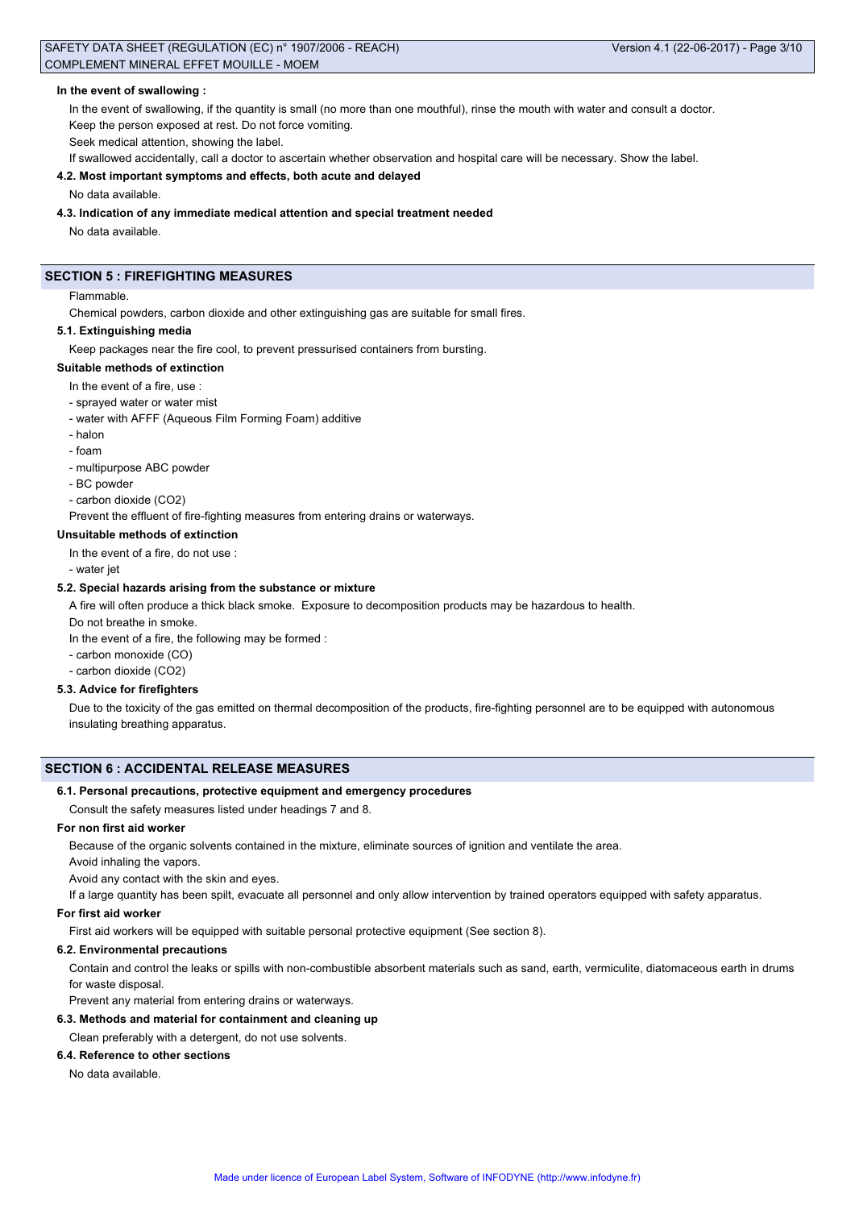**In the event of swallowing :**

In the event of swallowing, if the quantity is small (no more than one mouthful), rinse the mouth with water and consult a doctor.

Keep the person exposed at rest. Do not force vomiting.

Seek medical attention, showing the label.

If swallowed accidentally, call a doctor to ascertain whether observation and hospital care will be necessary. Show the label.

**4.2. Most important symptoms and effects, both acute and delayed**

No data available.

**4.3. Indication of any immediate medical attention and special treatment needed**

No data available.

## SECTION 5 : FIREFIGHTING MEASURES

Flammable.

Chemical powders, carbon dioxide and other extinguishing gas are suitable for small fires.

**5.1. Extinguishing media**

Keep packages near the fire cool, to prevent pressurised containers from bursting.

**Suitable methods of extinction**

In the event of a fire, use :

- sprayed water or water mist
- water with AFFF (Aqueous Film Forming Foam) additive
- halon
- foam
- multipurpose ABC powder
- BC powder
- carbon dioxide ($CO_2$)

Prevent the effluent of fire-fighting measures from entering drains or waterways.

**Unsuitable methods of extinction**

In the event of a fire, do not use :

- water jet

**5.2. Special hazards arising from the substance or mixture**

A fire will often produce a thick black smoke. Exposure to decomposition products may be hazardous to health.

Do not breathe in smoke.

In the event of a fire, the following may be formed :

- carbon monoxide (CO)
- carbon dioxide ($CO_2$)

**5.3. Advice for firefighters**

Due to the toxicity of the gas emitted on thermal decomposition of the products, fire-fighting personnel are to be equipped with autonomous insulating breathing apparatus.

## SECTION 6 : ACCIDENTAL RELEASE MEASURES

**6.1. Personal precautions, protective equipment and emergency procedures**

Consult the safety measures listed under headings 7 and 8.

**For non first aid worker**

Because of the organic solvents contained in the mixture, eliminate sources of ignition and ventilate the area.

Avoid inhaling the vapors.

Avoid any contact with the skin and eyes.

If a large quantity has been spilt, evacuate all personnel and only allow intervention by trained operators equipped with safety apparatus.

**For first aid worker**

First aid workers will be equipped with suitable personal protective equipment (See section 8).

**6.2. Environmental precautions**

Contain and control the leaks or spills with non-combustible absorbent materials such as sand, earth, vermiculite, diatomaceous earth in drums for waste disposal.

Prevent any material from entering drains or waterways.

**6.3. Methods and material for containment and cleaning up**

Clean preferably with a detergent, do not use solvents.

**6.4. Reference to other sections**

No data available.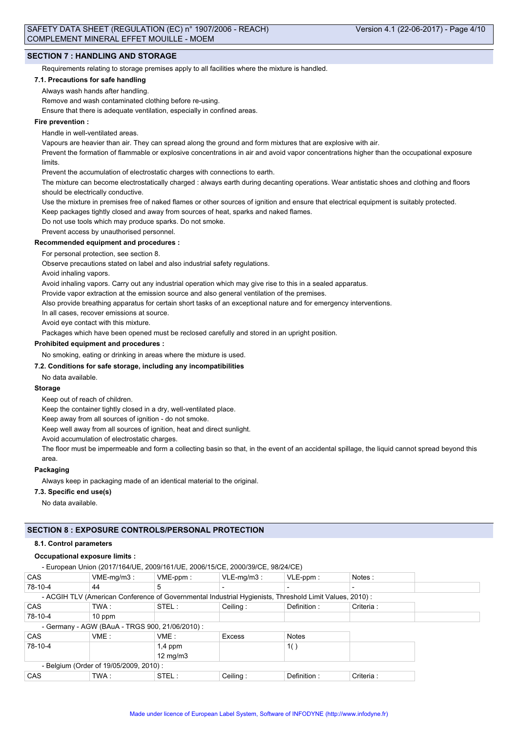## SECTION 7 : HANDLING AND STORAGE

Requirements relating to storage premises apply to all facilities where the mixture is handled.

### 7.1. Precautions for safe handling

Always wash hands after handling.

Remove and wash contaminated clothing before re-using.

Ensure that there is adequate ventilation, especially in confined areas.

**Fire prevention :**

Handle in well-ventilated areas.

Vapours are heavier than air. They can spread along the ground and form mixtures that are explosive with air.

Prevent the formation of flammable or explosive concentrations in air and avoid vapor concentrations higher than the occupational exposure limits.

Prevent the accumulation of electrostatic charges with connections to earth.

The mixture can become electrostatically charged : always earth during decanting operations. Wear antistatic shoes and clothing and floors should be electrically conductive.

Use the mixture in premises free of naked flames or other sources of ignition and ensure that electrical equipment is suitably protected.

Keep packages tightly closed and away from sources of heat, sparks and naked flames.

Do not use tools which may produce sparks. Do not smoke.

Prevent access by unauthorised personnel.

**Recommended equipment and procedures :**

For personal protection, see section 8.

Observe precautions stated on label and also industrial safety regulations.

Avoid inhaling vapors.

Avoid inhaling vapors. Carry out any industrial operation which may give rise to this in a sealed apparatus.

Provide vapor extraction at the emission source and also general ventilation of the premises.

Also provide breathing apparatus for certain short tasks of an exceptional nature and for emergency interventions.

In all cases, recover emissions at source.

Avoid eye contact with this mixture.

Packages which have been opened must be reclosed carefully and stored in an upright position.

**Prohibited equipment and procedures :**

No smoking, eating or drinking in areas where the mixture is used.

### 7.2. Conditions for safe storage, including any incompatibilities

No data available.

**Storage**

Keep out of reach of children.

Keep the container tightly closed in a dry, well-ventilated place.

Keep away from all sources of ignition - do not smoke.

Keep well away from all sources of ignition, heat and direct sunlight.

Avoid accumulation of electrostatic charges.

The floor must be impermeable and form a collecting basin so that, in the event of an accidental spillage, the liquid cannot spread beyond this area.

**Packaging**

Always keep in packaging made of an identical material to the original.

### 7.3. Specific end use(s)

No data available.

## SECTION 8 : EXPOSURE CONTROLS/PERSONAL PROTECTION

### 8.1. Control parameters

**Occupational exposure limits :**

- European Union (2017/164/UE, 2009/161/UE, 2006/15/CE, 2000/39/CE, 98/24/CE)

| CAS | VME-mg/m3 : | VME-ppm : | VLE-mg/m3 : | VLE-ppm : | Notes : |
|---|---|---|---|---|---|
| 78-10-4 | 44 | 5 | - | - | - |

- ACGIH TLV (American Conference of Governmental Industrial Hygienists, Threshold Limit Values, 2010) :

| CAS | TWA : | STEL : | Ceiling : | Definition : | Criteria : |
|---|---|---|---|---|---|
| 78-10-4 | 10 ppm | | | | |

- Germany - AGW (BAuA - TRGS 900, 21/06/2010) :

| CAS | VME : | VME : | Excess | Notes |
|---|---|---|---|---|
| 78-10-4 | | 1,4 ppm<br>12 mg/m3 | | 1( ) |

- Belgium (Order of 19/05/2009, 2010) :

| CAS | TWA : | STEL : | Ceiling : | Definition : | Criteria : |
|---|---|---|---|---|---|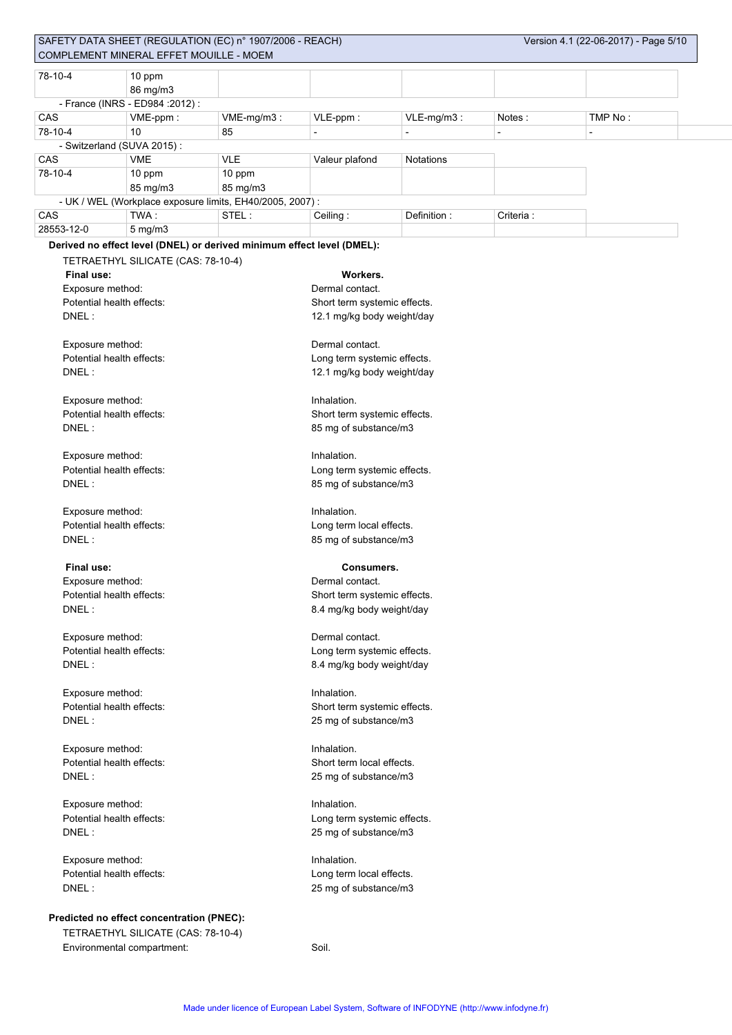| 78-10-4 | 10 ppm<br>86 mg/m3 | | | | | |
|---|---|---|---|---|---|---|

- France (INRS - ED984 :2012) :

| CAS | VME-ppm : | VME-mg/m3 : | VLE-ppm : | VLE-mg/m3 : | Notes : | TMP No : |
|---|---|---|---|---|---|---|
| 78-10-4 | 10 | 85 | - | - | - | - |

- Switzerland (SUVA 2015) :

| CAS | VME | VLE | Valeur plafond | Notations |
|---|---|---|---|---|
| 78-10-4 | 10 ppm<br>85 mg/m3 | 10 ppm<br>85 mg/m3 | | |

- UK / WEL (Workplace exposure limits, EH40/2005, 2007) :

| CAS | TWA : | STEL : | Ceiling : | Definition : | Criteria : |
|---|---|---|---|---|---|
| 28553-12-0 | 5 mg/m3 | | | | |

**Derived no effect level (DNEL) or derived minimum effect level (DMEL):**

TETRAETHYL SILICATE (CAS: 78-10-4)

**Final use:** **Workers.**

Exposure method: Dermal contact.
Potential health effects: Short term systemic effects.
DNEL : 12.1 mg/kg body weight/day

Exposure method: Dermal contact.
Potential health effects: Long term systemic effects.
DNEL : 12.1 mg/kg body weight/day

Exposure method: Inhalation.
Potential health effects: Short term systemic effects.
DNEL : 85 mg of substance/m3

Exposure method: Inhalation.
Potential health effects: Long term systemic effects.
DNEL : 85 mg of substance/m3

Exposure method: Inhalation.
Potential health effects: Long term local effects.
DNEL : 85 mg of substance/m3

**Final use:** **Consumers.**

Exposure method: Dermal contact.
Potential health effects: Short term systemic effects.
DNEL : 8.4 mg/kg body weight/day

Exposure method: Dermal contact.
Potential health effects: Long term systemic effects.
DNEL : 8.4 mg/kg body weight/day

Exposure method: Inhalation.
Potential health effects: Short term systemic effects.
DNEL : 25 mg of substance/m3

Exposure method: Inhalation.
Potential health effects: Short term local effects.
DNEL : 25 mg of substance/m3

Exposure method: Inhalation.
Potential health effects: Long term systemic effects.
DNEL : 25 mg of substance/m3

Exposure method: Inhalation.
Potential health effects: Long term local effects.
DNEL : 25 mg of substance/m3

**Predicted no effect concentration (PNEC):**

TETRAETHYL SILICATE (CAS: 78-10-4)

Environmental compartment: Soil.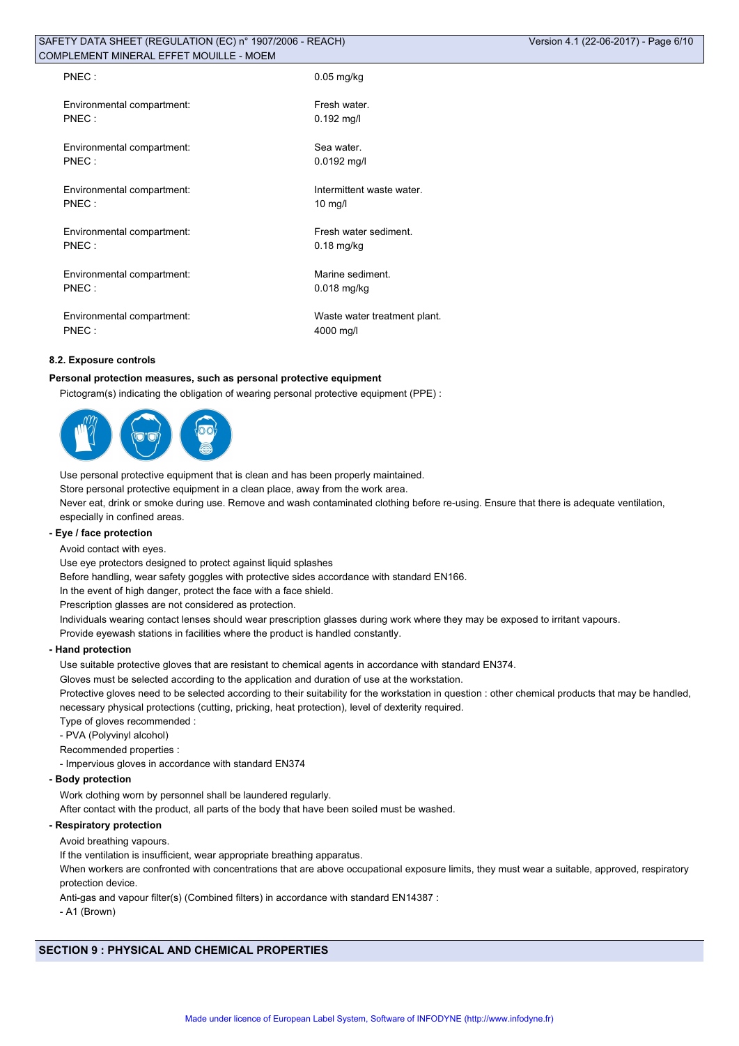| | |
|---|---|
| PNEC : | 0.05 mg/kg |
| Environmental compartment: | Fresh water. |
| PNEC : | 0.192 mg/l |
| Environmental compartment: | Sea water. |
| PNEC : | 0.0192 mg/l |
| Environmental compartment: | Intermittent waste water. |
| PNEC : | 10 mg/l |
| Environmental compartment: | Fresh water sediment. |
| PNEC : | 0.18 mg/kg |
| Environmental compartment: | Marine sediment. |
| PNEC : | 0.018 mg/kg |
| Environmental compartment: | Waste water treatment plant. |
| PNEC : | 4000 mg/l |

**8.2. Exposure controls**

**Personal protection measures, such as personal protective equipment**

Pictogram(s) indicating the obligation of wearing personal protective equipment (PPE) :

Use personal protective equipment that is clean and has been properly maintained.

Store personal protective equipment in a clean place, away from the work area.

Never eat, drink or smoke during use. Remove and wash contaminated clothing before re-using. Ensure that there is adequate ventilation, especially in confined areas.

**- Eye / face protection**

Avoid contact with eyes.

Use eye protectors designed to protect against liquid splashes

Before handling, wear safety goggles with protective sides accordance with standard EN166.

In the event of high danger, protect the face with a face shield.

Prescription glasses are not considered as protection.

Individuals wearing contact lenses should wear prescription glasses during work where they may be exposed to irritant vapours.

Provide eyewash stations in facilities where the product is handled constantly.

**- Hand protection**

Use suitable protective gloves that are resistant to chemical agents in accordance with standard EN374.

Gloves must be selected according to the application and duration of use at the workstation.

Protective gloves need to be selected according to their suitability for the workstation in question : other chemical products that may be handled, necessary physical protections (cutting, pricking, heat protection), level of dexterity required.

Type of gloves recommended :

- PVA (Polyvinyl alcohol)

Recommended properties :

- Impervious gloves in accordance with standard EN374

**- Body protection**

Work clothing worn by personnel shall be laundered regularly.

After contact with the product, all parts of the body that have been soiled must be washed.

**- Respiratory protection**

Avoid breathing vapours.

If the ventilation is insufficient, wear appropriate breathing apparatus.

When workers are confronted with concentrations that are above occupational exposure limits, they must wear a suitable, approved, respiratory protection device.

Anti-gas and vapour filter(s) (Combined filters) in accordance with standard EN14387 :

- A1 (Brown)

## SECTION 9 : PHYSICAL AND CHEMICAL PROPERTIES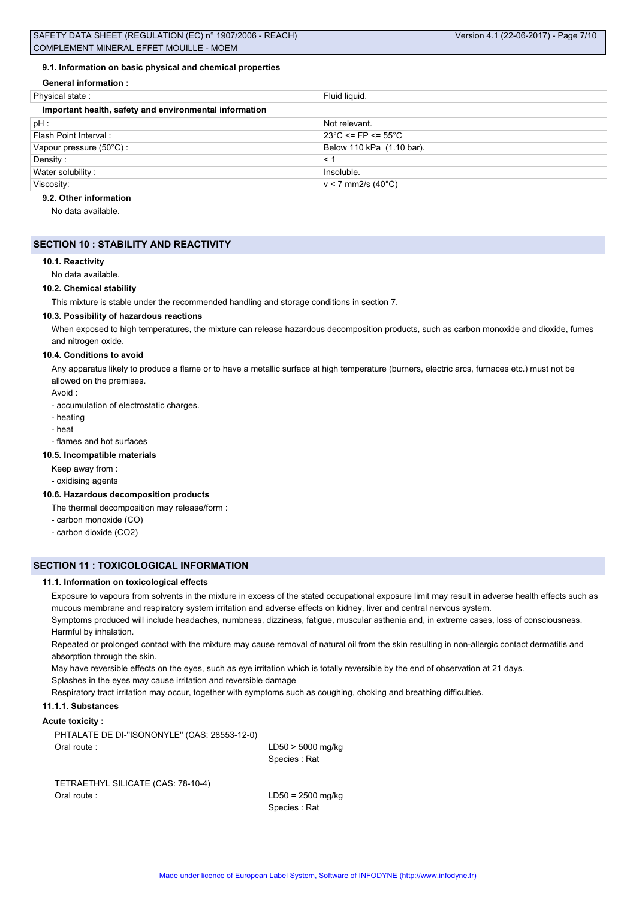#### 9.1. Information on basic physical and chemical properties

**General information :**

| Physical state : | Fluid liquid. |
|---|---|

**Important health, safety and environmental information**

| | |
|---|---|
| pH : | Not relevant. |
| Flash Point Interval : | 23°C <= FP <= 55°C |
| Vapour pressure (50°C) : | Below 110 kPa (1.10 bar). |
| Density : | < 1 |
| Water solubility : | Insoluble. |
| Viscosity: | v < 7 mm2/s (40°C) |

#### 9.2. Other information

No data available.

## SECTION 10 : STABILITY AND REACTIVITY

#### 10.1. Reactivity

No data available.

#### 10.2. Chemical stability

This mixture is stable under the recommended handling and storage conditions in section 7.

#### 10.3. Possibility of hazardous reactions

When exposed to high temperatures, the mixture can release hazardous decomposition products, such as carbon monoxide and dioxide, fumes and nitrogen oxide.

#### 10.4. Conditions to avoid

Any apparatus likely to produce a flame or to have a metallic surface at high temperature (burners, electric arcs, furnaces etc.) must not be allowed on the premises.

Avoid :

- accumulation of electrostatic charges.
- heating
- heat
- flames and hot surfaces

#### 10.5. Incompatible materials

Keep away from :

- oxidising agents

#### 10.6. Hazardous decomposition products

The thermal decomposition may release/form :

- carbon monoxide (CO)
- carbon dioxide (CO2)

## SECTION 11 : TOXICOLOGICAL INFORMATION

#### 11.1. Information on toxicological effects

Exposure to vapours from solvents in the mixture in excess of the stated occupational exposure limit may result in adverse health effects such as mucous membrane and respiratory system irritation and adverse effects on kidney, liver and central nervous system.

Symptoms produced will include headaches, numbness, dizziness, fatigue, muscular asthenia and, in extreme cases, loss of consciousness.

Harmful by inhalation.

Repeated or prolonged contact with the mixture may cause removal of natural oil from the skin resulting in non-allergic contact dermatitis and absorption through the skin.

May have reversible effects on the eyes, such as eye irritation which is totally reversible by the end of observation at 21 days.

Splashes in the eyes may cause irritation and reversible damage

Respiratory tract irritation may occur, together with symptoms such as coughing, choking and breathing difficulties.

#### 11.1.1. Substances

**Acute toxicity :**

PHTALATE DE DI-"ISONONYLE" (CAS: 28553-12-0)

Oral route : LD50 > 5000 mg/kg
Species : Rat

TETRAETHYL SILICATE (CAS: 78-10-4)

Oral route : LD50 = 2500 mg/kg
Species : Rat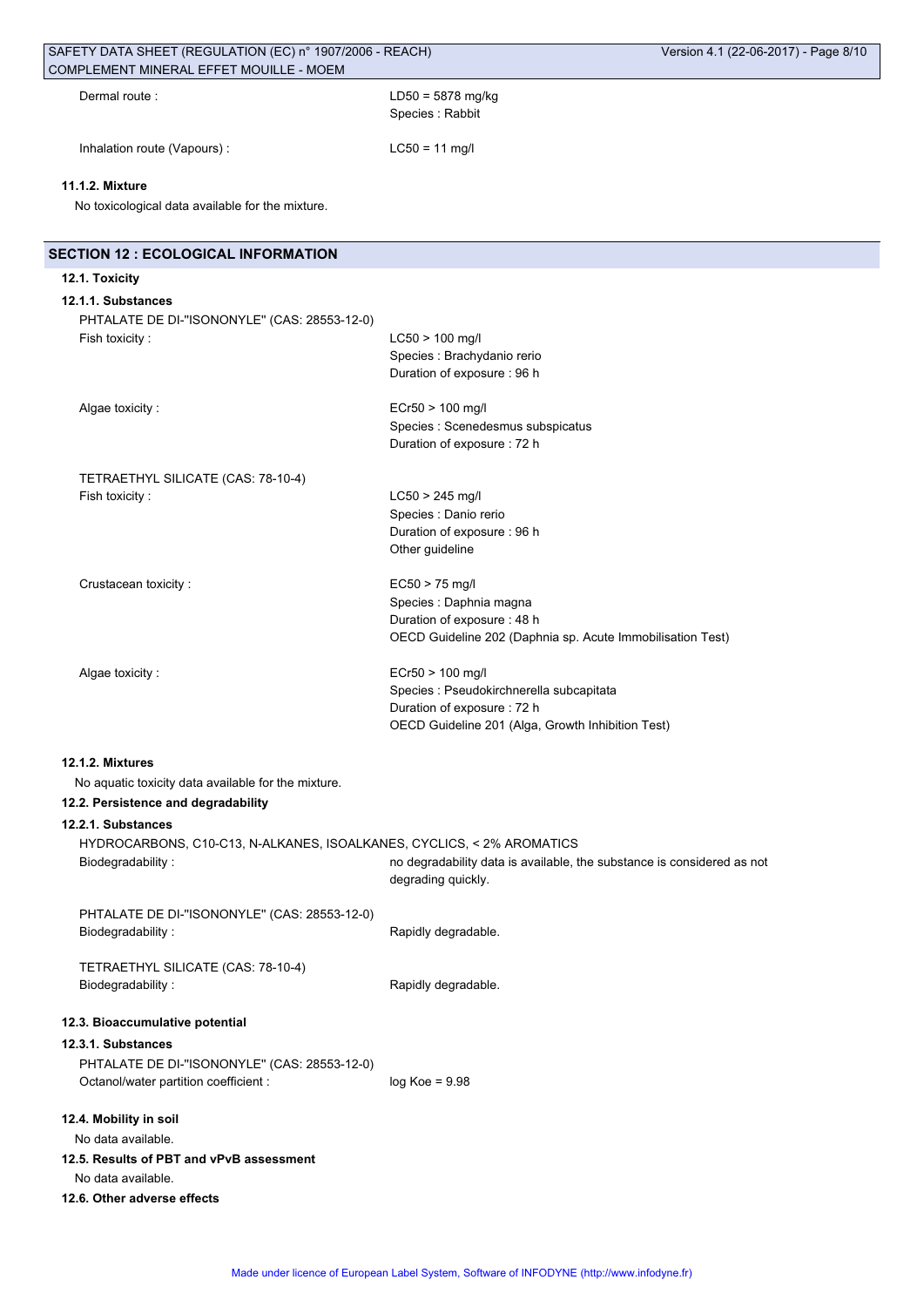Dermal route : LD50 = 5878 mg/kg
Species : Rabbit

Inhalation route (Vapours) : LC50 = 11 mg/l

#### 11.1.2. Mixture

No toxicological data available for the mixture.

## SECTION 12 : ECOLOGICAL INFORMATION

### 12.1. Toxicity

#### 12.1.1. Substances

PHTALATE DE DI-"ISONONYLE" (CAS: 28553-12-0)

Fish toxicity :
LC50 > 100 mg/l
Species : Brachydanio rerio
Duration of exposure : 96 h

Algae toxicity :
ECr50 > 100 mg/l
Species : Scenedesmus subspicatus
Duration of exposure : 72 h

TETRAETHYL SILICATE (CAS: 78-10-4)

Fish toxicity :
LC50 > 245 mg/l
Species : Danio rerio
Duration of exposure : 96 h
Other guideline

Crustacean toxicity :
EC50 > 75 mg/l
Species : Daphnia magna
Duration of exposure : 48 h
OECD Guideline 202 (Daphnia sp. Acute Immobilisation Test)

Algae toxicity :
ECr50 > 100 mg/l
Species : Pseudokirchnerella subcapitata
Duration of exposure : 72 h
OECD Guideline 201 (Alga, Growth Inhibition Test)

#### 12.1.2. Mixtures

No aquatic toxicity data available for the mixture.

### 12.2. Persistence and degradability

#### 12.2.1. Substances

HYDROCARBONS, C10-C13, N-ALKANES, ISOALKANES, CYCLICS, < 2% AROMATICS

Biodegradability : no degradability data is available, the substance is considered as not degrading quickly.

PHTALATE DE DI-"ISONONYLE" (CAS: 28553-12-0)

Biodegradability : Rapidly degradable.

TETRAETHYL SILICATE (CAS: 78-10-4)

Biodegradability : Rapidly degradable.

### 12.3. Bioaccumulative potential

#### 12.3.1. Substances

PHTALATE DE DI-"ISONONYLE" (CAS: 28553-12-0)

Octanol/water partition coefficient : log Koe = 9.98

### 12.4. Mobility in soil

No data available.

### 12.5. Results of PBT and vPvB assessment

No data available.

### 12.6. Other adverse effects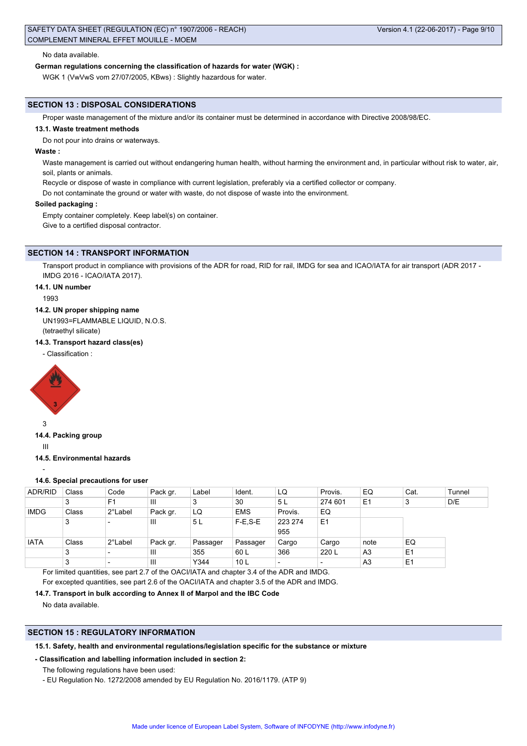No data available.

**German regulations concerning the classification of hazards for water (WGK) :**

WGK 1 (VwVwS vom 27/07/2005, KBws) : Slightly hazardous for water.

## SECTION 13 : DISPOSAL CONSIDERATIONS

Proper waste management of the mixture and/or its container must be determined in accordance with Directive 2008/98/EC.

### 13.1. Waste treatment methods

Do not pour into drains or waterways.

**Waste :**

Waste management is carried out without endangering human health, without harming the environment and, in particular without risk to water, air, soil, plants or animals.

Recycle or dispose of waste in compliance with current legislation, preferably via a certified collector or company.

Do not contaminate the ground or water with waste, do not dispose of waste into the environment.

**Soiled packaging :**

Empty container completely. Keep label(s) on container.

Give to a certified disposal contractor.

## SECTION 14 : TRANSPORT INFORMATION

Transport product in compliance with provisions of the ADR for road, RID for rail, IMDG for sea and ICAO/IATA for air transport (ADR 2017 - IMDG 2016 - ICAO/IATA 2017).

### 14.1. UN number

1993

### 14.2. UN proper shipping name

UN1993=FLAMMABLE LIQUID, N.O.S.
(tetraethyl silicate)

### 14.3. Transport hazard class(es)

- Classification :

3

### 14.4. Packing group

III

### 14.5. Environmental hazards

-

### 14.6. Special precautions for user

| ADR/RID | Class | Code | Pack gr. | Label | Ident. | LQ | Provis. | EQ | Cat. | Tunnel |
|---|---|---|---|---|---|---|---|---|---|---|
| | 3 | F1 | III | 3 | 30 | 5 L | 274 601 | E1 | 3 | D/E |
| IMDG | Class | 2°Label | Pack gr. | LQ | EMS | Provis. | EQ | | | |
| | 3 | - | III | 5 L | F-E,S-E | 223 274 955 | E1 | | | |
| IATA | Class | 2°Label | Pack gr. | Passager | Passager | Cargo | Cargo | note | EQ | |
| | 3 | - | III | 355 | 60 L | 366 | 220 L | A3 | E1 | |
| | 3 | - | III | Y344 | 10 L | - | - | A3 | E1 | |

For limited quantities, see part 2.7 of the OACI/IATA and chapter 3.4 of the ADR and IMDG.

For excepted quantities, see part 2.6 of the OACI/IATA and chapter 3.5 of the ADR and IMDG.

### 14.7. Transport in bulk according to Annex II of Marpol and the IBC Code

No data available.

## SECTION 15 : REGULATORY INFORMATION

### 15.1. Safety, health and environmental regulations/legislation specific for the substance or mixture

**- Classification and labelling information included in section 2:**

The following regulations have been used:

- EU Regulation No. 1272/2008 amended by EU Regulation No. 2016/1179. (ATP 9)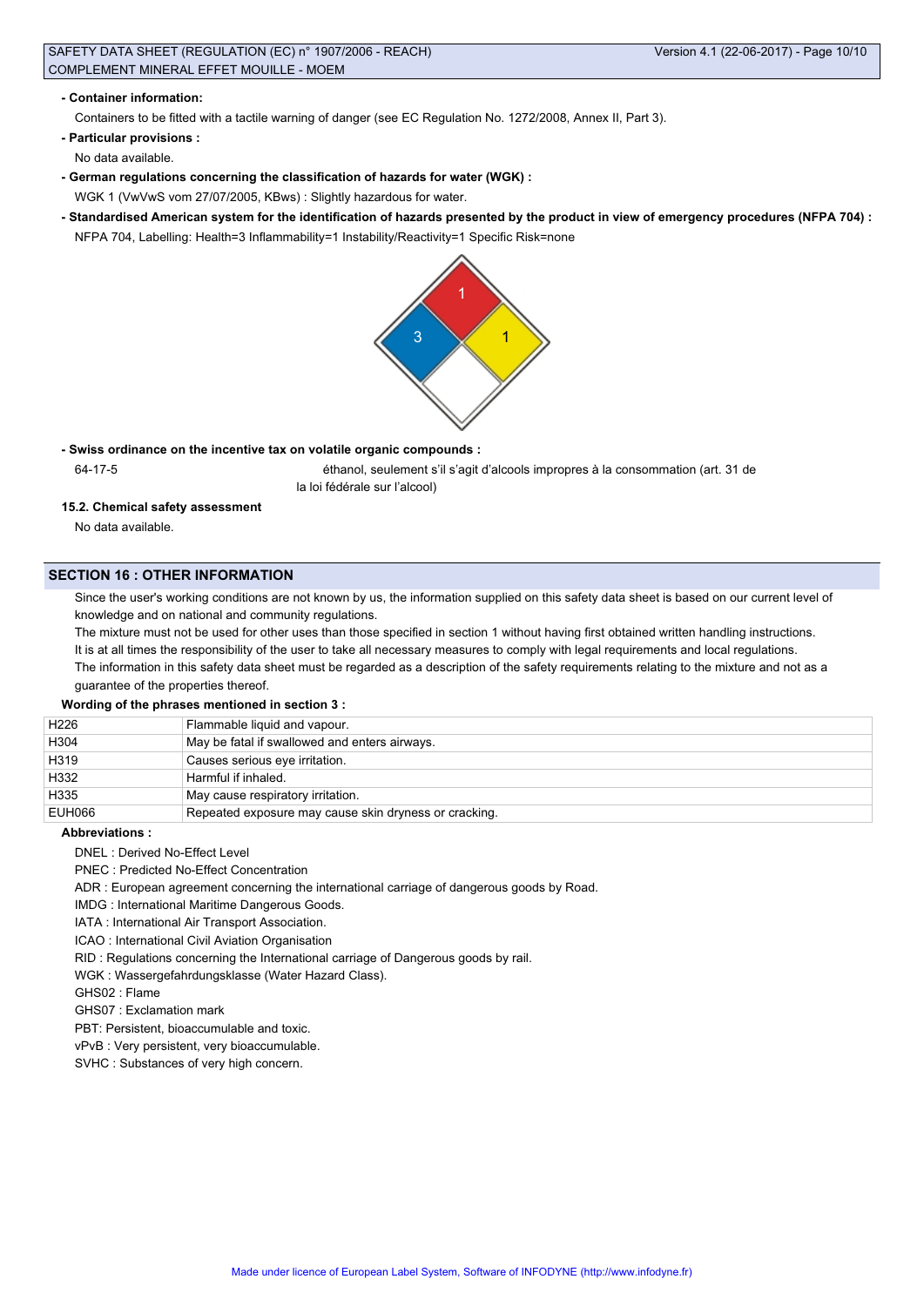- **Container information:**

Containers to be fitted with a tactile warning of danger (see EC Regulation No. 1272/2008, Annex II, Part 3).

- **Particular provisions :**

No data available.

- **German regulations concerning the classification of hazards for water (WGK) :**

WGK 1 (VwVwS vom 27/07/2005, KBws) : Slightly hazardous for water.

- **Standardised American system for the identification of hazards presented by the product in view of emergency procedures (NFPA 704) :**

NFPA 704, Labelling: Health=3 Inflammability=1 Instability/Reactivity=1 Specific Risk=none

1

3

1

- **Swiss ordinance on the incentive tax on volatile organic compounds :**

64-17-5 éthanol, seulement s'il s'agit d'alcools impropres à la consommation (art. 31 de la loi fédérale sur l'alcool)

### 15.2. Chemical safety assessment

No data available.

## SECTION 16 : OTHER INFORMATION

Since the user's working conditions are not known by us, the information supplied on this safety data sheet is based on our current level of knowledge and on national and community regulations.

The mixture must not be used for other uses than those specified in section 1 without having first obtained written handling instructions.

It is at all times the responsibility of the user to take all necessary measures to comply with legal requirements and local regulations.

The information in this safety data sheet must be regarded as a description of the safety requirements relating to the mixture and not as a guarantee of the properties thereof.

**Wording of the phrases mentioned in section 3 :**

| | |
|---|---|
| H226 | Flammable liquid and vapour. |
| H304 | May be fatal if swallowed and enters airways. |
| H319 | Causes serious eye irritation. |
| H332 | Harmful if inhaled. |
| H335 | May cause respiratory irritation. |
| EUH066 | Repeated exposure may cause skin dryness or cracking. |

**Abbreviations :**

DNEL : Derived No-Effect Level
PNEC : Predicted No-Effect Concentration
ADR : European agreement concerning the international carriage of dangerous goods by Road.
IMDG : International Maritime Dangerous Goods.
IATA : International Air Transport Association.
ICAO : International Civil Aviation Organisation
RID : Regulations concerning the International carriage of Dangerous goods by rail.
WGK : Wassergefahrdungsklasse (Water Hazard Class).
GHS02 : Flame
GHS07 : Exclamation mark
PBT: Persistent, bioaccumulable and toxic.
vPvB : Very persistent, very bioaccumulable.
SVHC : Substances of very high concern.